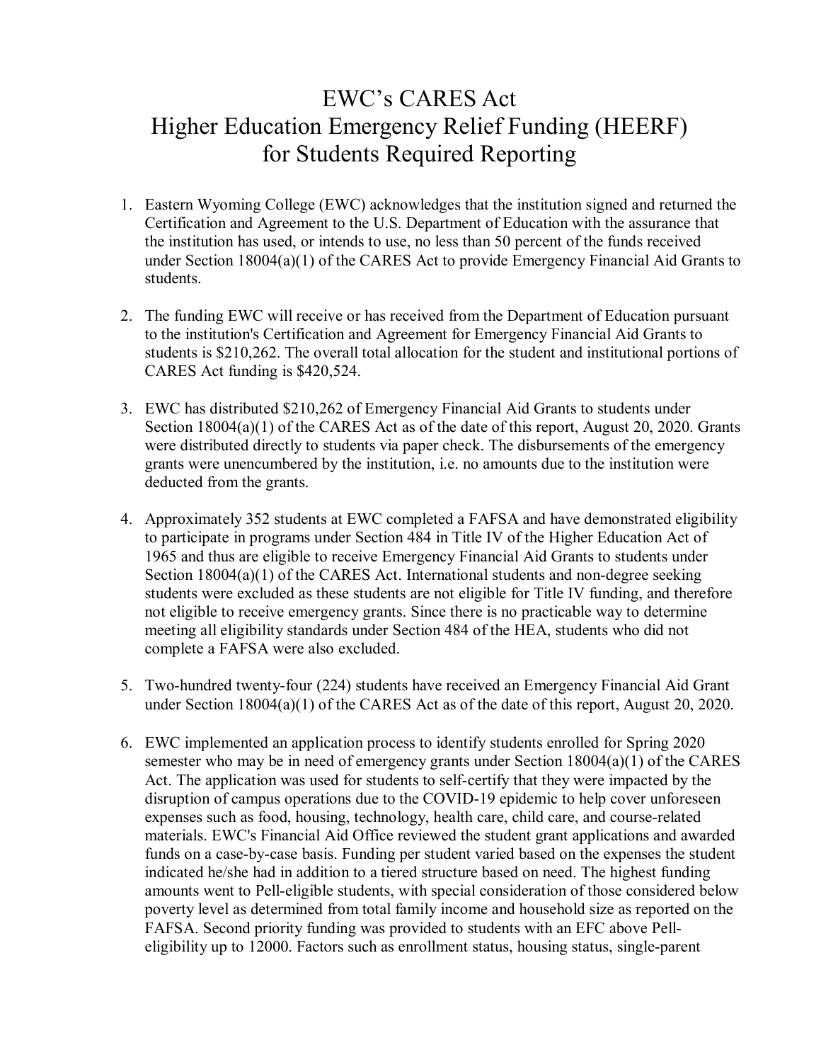# EWC's CARES Act
# Higher Education Emergency Relief Funding (HEERF) for Students Required Reporting

1. Eastern Wyoming College (EWC) acknowledges that the institution signed and returned the Certification and Agreement to the U.S. Department of Education with the assurance that the institution has used, or intends to use, no less than 50 percent of the funds received under Section 18004(a)(1) of the CARES Act to provide Emergency Financial Aid Grants to students.

2. The funding EWC will receive or has received from the Department of Education pursuant to the institution's Certification and Agreement for Emergency Financial Aid Grants to students is $210,262. The overall total allocation for the student and institutional portions of CARES Act funding is $420,524.

3. EWC has distributed $210,262 of Emergency Financial Aid Grants to students under Section 18004(a)(1) of the CARES Act as of the date of this report, August 20, 2020. Grants were distributed directly to students via paper check. The disbursements of the emergency grants were unencumbered by the institution, i.e. no amounts due to the institution were deducted from the grants.

4. Approximately 352 students at EWC completed a FAFSA and have demonstrated eligibility to participate in programs under Section 484 in Title IV of the Higher Education Act of 1965 and thus are eligible to receive Emergency Financial Aid Grants to students under Section 18004(a)(1) of the CARES Act. International students and non-degree seeking students were excluded as these students are not eligible for Title IV funding, and therefore not eligible to receive emergency grants. Since there is no practicable way to determine meeting all eligibility standards under Section 484 of the HEA, students who did not complete a FAFSA were also excluded.

5. Two-hundred twenty-four (224) students have received an Emergency Financial Aid Grant under Section 18004(a)(1) of the CARES Act as of the date of this report, August 20, 2020.

6. EWC implemented an application process to identify students enrolled for Spring 2020 semester who may be in need of emergency grants under Section 18004(a)(1) of the CARES Act. The application was used for students to self-certify that they were impacted by the disruption of campus operations due to the COVID-19 epidemic to help cover unforeseen expenses such as food, housing, technology, health care, child care, and course-related materials. EWC's Financial Aid Office reviewed the student grant applications and awarded funds on a case-by-case basis. Funding per student varied based on the expenses the student indicated he/she had in addition to a tiered structure based on need. The highest funding amounts went to Pell-eligible students, with special consideration of those considered below poverty level as determined from total family income and household size as reported on the FAFSA. Second priority funding was provided to students with an EFC above Pell-eligibility up to 12000. Factors such as enrollment status, housing status, single-parent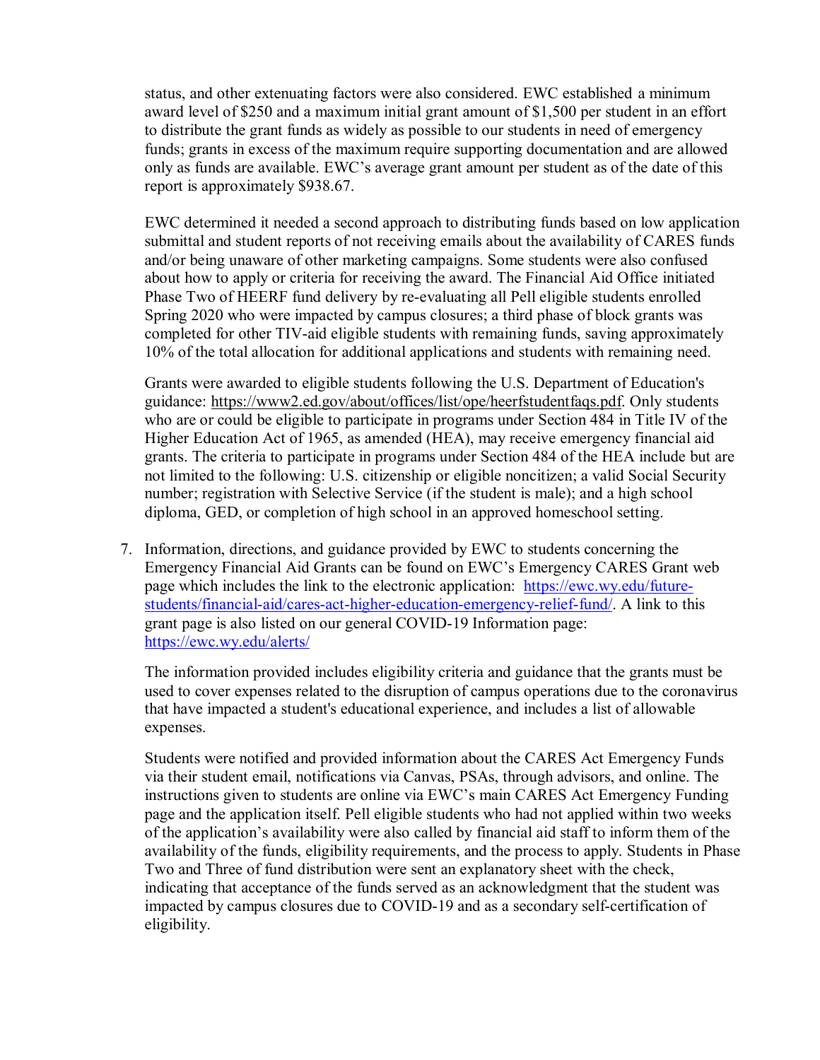status, and other extenuating factors were also considered. EWC established a minimum award level of $250 and a maximum initial grant amount of $1,500 per student in an effort to distribute the grant funds as widely as possible to our students in need of emergency funds; grants in excess of the maximum require supporting documentation and are allowed only as funds are available. EWC's average grant amount per student as of the date of this report is approximately $938.67.

EWC determined it needed a second approach to distributing funds based on low application submittal and student reports of not receiving emails about the availability of CARES funds and/or being unaware of other marketing campaigns. Some students were also confused about how to apply or criteria for receiving the award. The Financial Aid Office initiated Phase Two of HEERF fund delivery by re-evaluating all Pell eligible students enrolled Spring 2020 who were impacted by campus closures; a third phase of block grants was completed for other TIV-aid eligible students with remaining funds, saving approximately 10% of the total allocation for additional applications and students with remaining need.

Grants were awarded to eligible students following the U.S. Department of Education's guidance: https://www2.ed.gov/about/offices/list/ope/heerfstudentfaqs.pdf. Only students who are or could be eligible to participate in programs under Section 484 in Title IV of the Higher Education Act of 1965, as amended (HEA), may receive emergency financial aid grants. The criteria to participate in programs under Section 484 of the HEA include but are not limited to the following: U.S. citizenship or eligible noncitizen; a valid Social Security number; registration with Selective Service (if the student is male); and a high school diploma, GED, or completion of high school in an approved homeschool setting.

7. Information, directions, and guidance provided by EWC to students concerning the Emergency Financial Aid Grants can be found on EWC's Emergency CARES Grant web page which includes the link to the electronic application: https://ewc.wy.edu/future-students/financial-aid/cares-act-higher-education-emergency-relief-fund/. A link to this grant page is also listed on our general COVID-19 Information page: https://ewc.wy.edu/alerts/

   The information provided includes eligibility criteria and guidance that the grants must be used to cover expenses related to the disruption of campus operations due to the coronavirus that have impacted a student's educational experience, and includes a list of allowable expenses.

   Students were notified and provided information about the CARES Act Emergency Funds via their student email, notifications via Canvas, PSAs, through advisors, and online. The instructions given to students are online via EWC's main CARES Act Emergency Funding page and the application itself. Pell eligible students who had not applied within two weeks of the application's availability were also called by financial aid staff to inform them of the availability of the funds, eligibility requirements, and the process to apply. Students in Phase Two and Three of fund distribution were sent an explanatory sheet with the check, indicating that acceptance of the funds served as an acknowledgment that the student was impacted by campus closures due to COVID-19 and as a secondary self-certification of eligibility.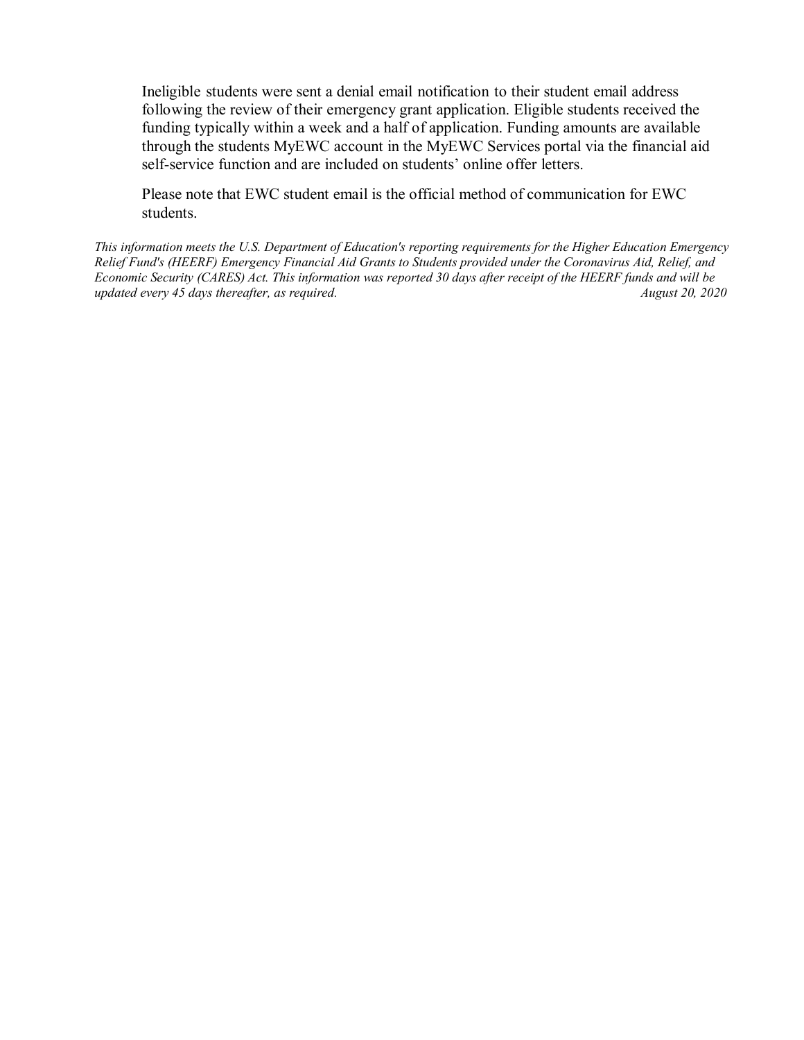Ineligible students were sent a denial email notification to their student email address following the review of their emergency grant application. Eligible students received the funding typically within a week and a half of application. Funding amounts are available through the students MyEWC account in the MyEWC Services portal via the financial aid self-service function and are included on students' online offer letters.

Please note that EWC student email is the official method of communication for EWC students.

*This information meets the U.S. Department of Education's reporting requirements for the Higher Education Emergency Relief Fund's (HEERF) Emergency Financial Aid Grants to Students provided under the Coronavirus Aid, Relief, and Economic Security (CARES) Act. This information was reported 30 days after receipt of the HEERF funds and will be updated every 45 days thereafter, as required.* *August 20, 2020*